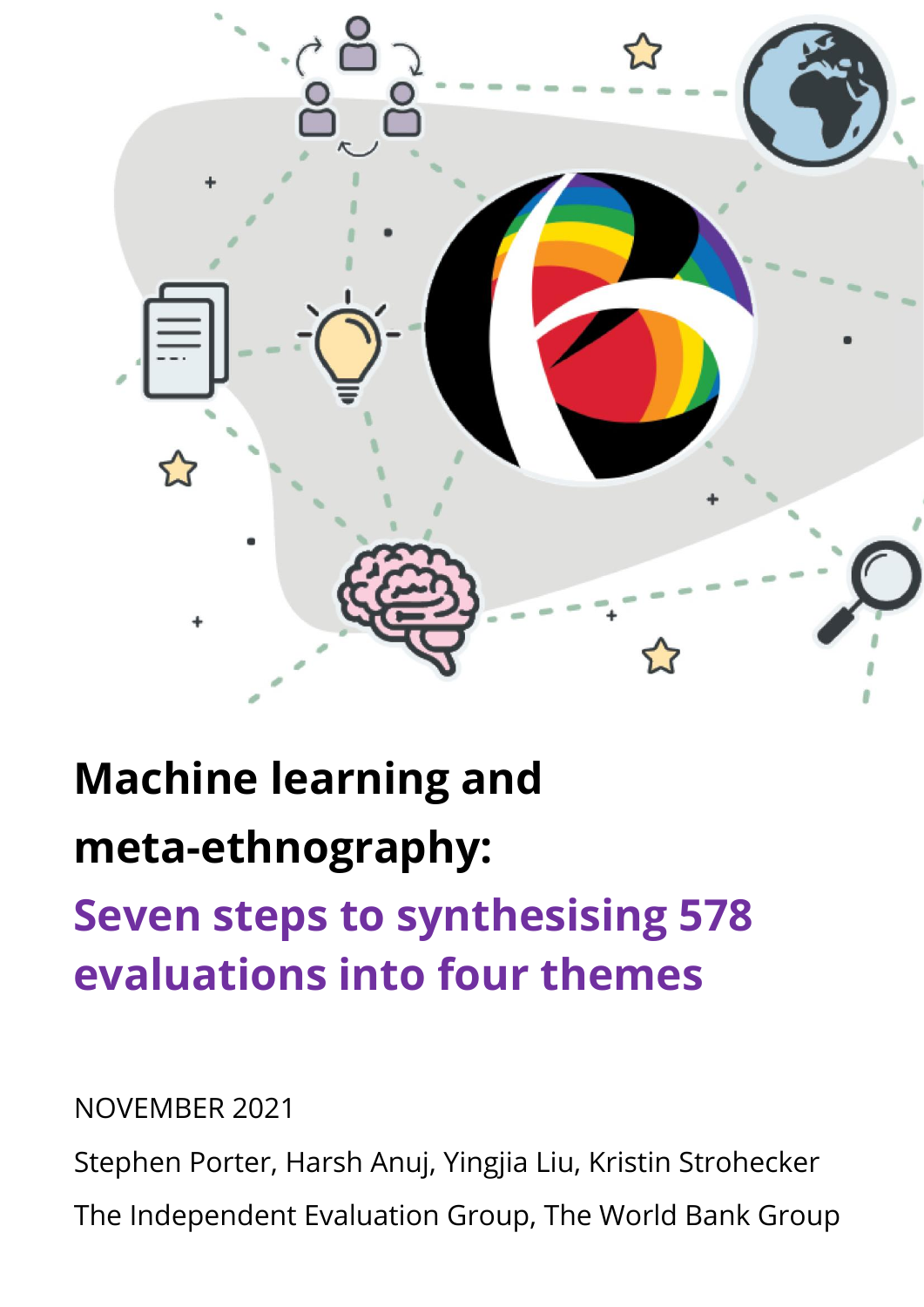# Machine learning and meta-ethnography:

## Seven steps to synthesising 578 evaluations into four themes

NOVEMBER 2021

Stephen Porter, Harsh Anuj, Yingjia Liu, Kristin Strohecker

The Independent Evaluation Group, The World Bank Group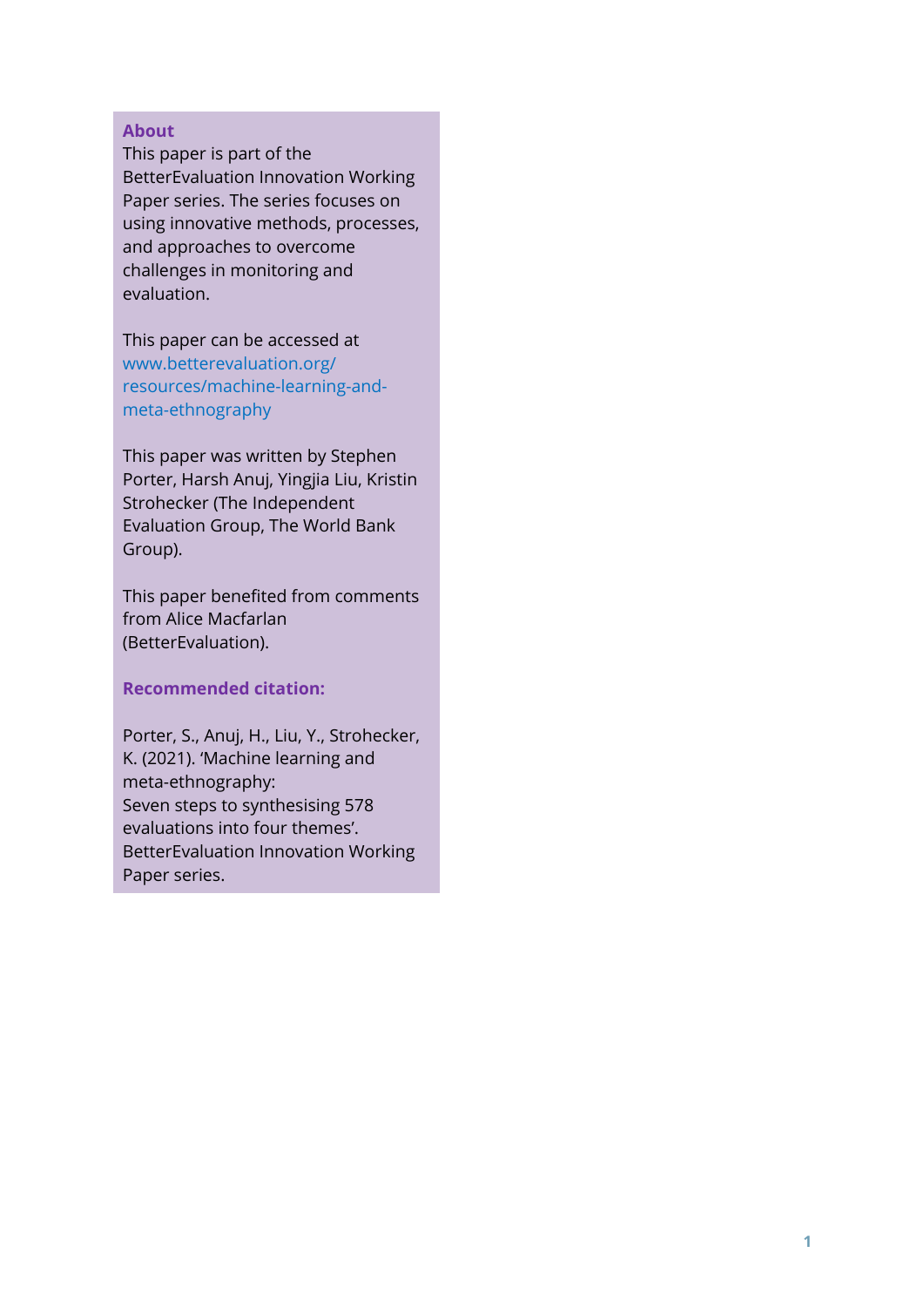## About

This paper is part of the BetterEvaluation Innovation Working Paper series. The series focuses on using innovative methods, processes, and approaches to overcome challenges in monitoring and evaluation.

This paper can be accessed at www.betterevaluation.org/resources/machine-learning-and-meta-ethnography

This paper was written by Stephen Porter, Harsh Anuj, Yingjia Liu, Kristin Strohecker (The Independent Evaluation Group, The World Bank Group).

This paper benefited from comments from Alice Macfarlan (BetterEvaluation).

**Recommended citation:**

Porter, S., Anuj, H., Liu, Y., Strohecker, K. (2021). 'Machine learning and meta-ethnography: Seven steps to synthesising 578 evaluations into four themes'. BetterEvaluation Innovation Working Paper series.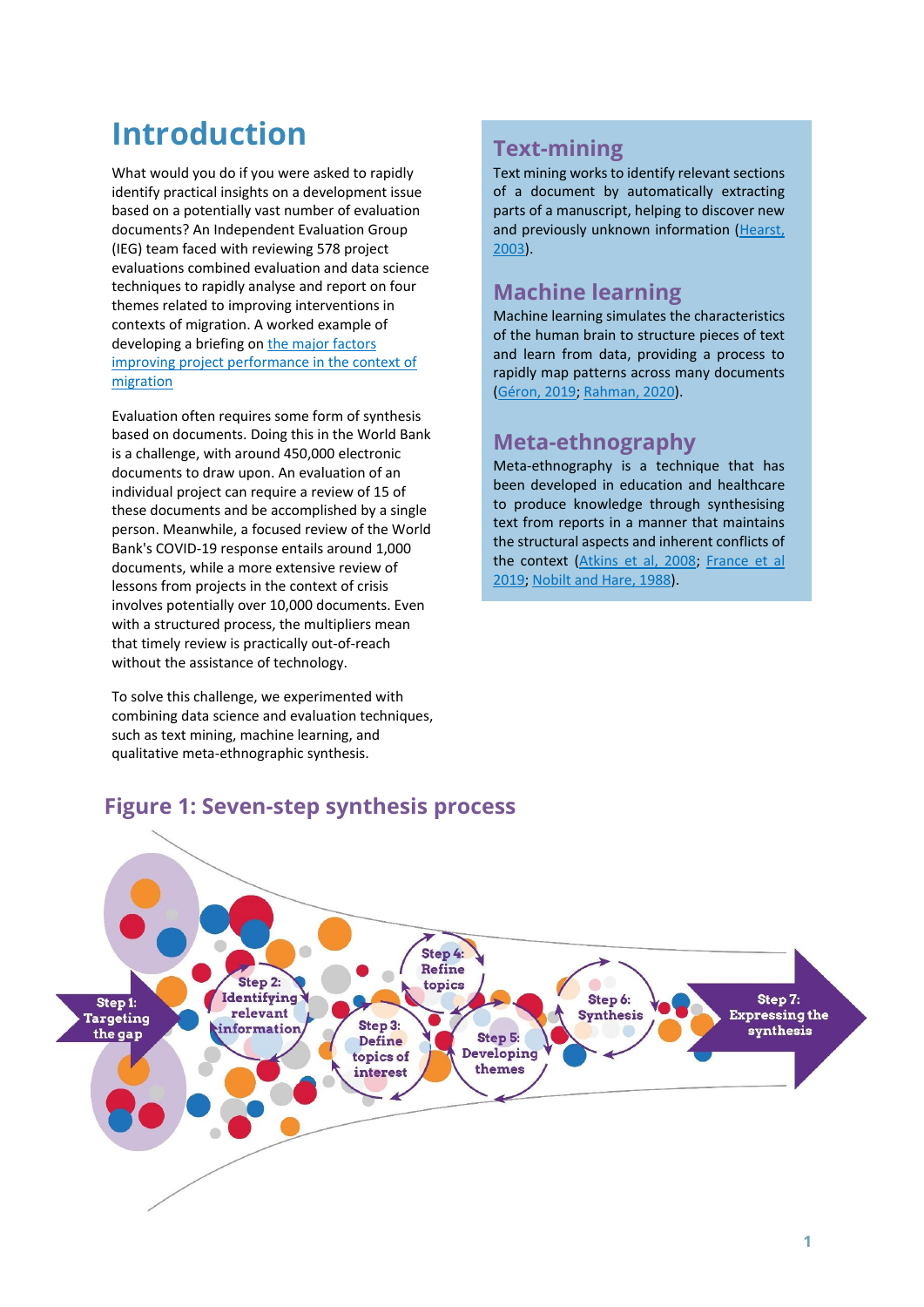// Introduction

# Introduction

What would you do if you were asked to rapidly identify practical insights on a development issue based on a potentially vast number of evaluation documents? An Independent Evaluation Group (IEG) team faced with reviewing 578 project evaluations combined evaluation and data science techniques to rapidly analyse and report on four themes related to improving interventions in contexts of migration. A worked example of developing a briefing on the major factors improving project performance in the context of migration

Evaluation often requires some form of synthesis based on documents. Doing this in the World Bank is a challenge, with around 450,000 electronic documents to draw upon. An evaluation of an individual project can require a review of 15 of these documents and be accomplished by a single person. Meanwhile, a focused review of the World Bank's COVID-19 response entails around 1,000 documents, while a more extensive review of lessons from projects in the context of crisis involves potentially over 10,000 documents. Even with a structured process, the multipliers mean that timely review is practically out-of-reach without the assistance of technology.

To solve this challenge, we experimented with combining data science and evaluation techniques, such as text mining, machine learning, and qualitative meta-ethnographic synthesis.

## Text-mining

Text mining works to identify relevant sections of a document by automatically extracting parts of a manuscript, helping to discover new and previously unknown information (Hearst, 2003).

## Machine learning

Machine learning simulates the characteristics of the human brain to structure pieces of text and learn from data, providing a process to rapidly map patterns across many documents (Géron, 2019; Rahman, 2020).

## Meta-ethnography

Meta-ethnography is a technique that has been developed in education and healthcare to produce knowledge through synthesising text from reports in a manner that maintains the structural aspects and inherent conflicts of the context (Atkins et al, 2008; France et al 2019; Nobilt and Hare, 1988).

## Figure 1: Seven-step synthesis process

Step 1: Targeting the gap

Step 2: Identifying relevant information

Step 3: Define topics of interest

Step 4: Refine topics

Step 5: Developing themes

Step 6: Synthesis

Step 7: Expressing the synthesis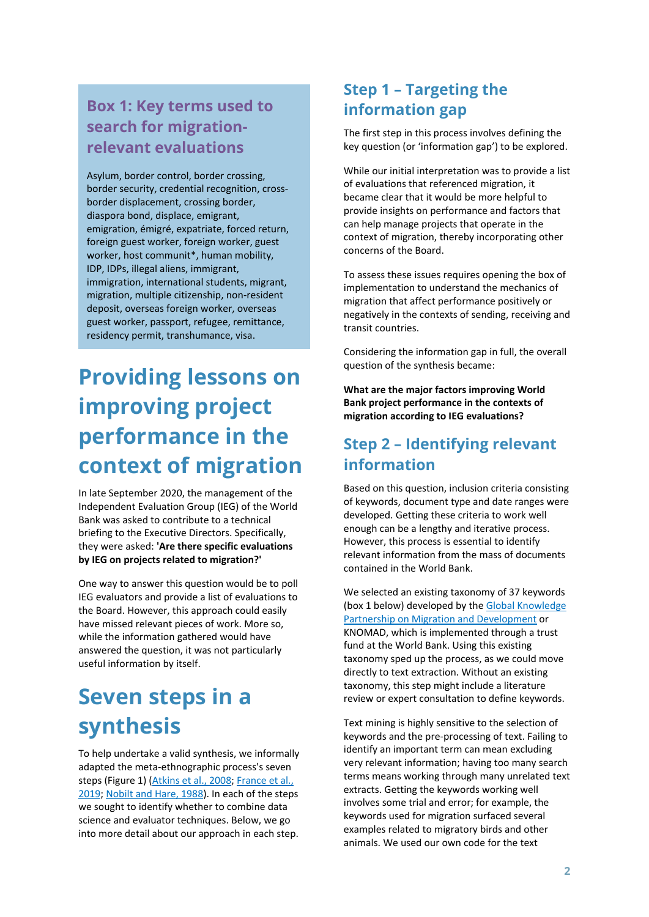### Box 1: Key terms used to search for migration-relevant evaluations

Asylum, border control, border crossing, border security, credential recognition, cross-border displacement, crossing border, diaspora bond, displace, emigrant, emigration, émigré, expatriate, forced return, foreign guest worker, foreign worker, guest worker, host communit*, human mobility, IDP, IDPs, illegal aliens, immigrant, immigration, international students, migrant, migration, multiple citizenship, non-resident deposit, overseas foreign worker, overseas guest worker, passport, refugee, remittance, residency permit, transhumance, visa.

# Providing lessons on improving project performance in the context of migration

In late September 2020, the management of the Independent Evaluation Group (IEG) of the World Bank was asked to contribute to a technical briefing to the Executive Directors. Specifically, they were asked: **'Are there specific evaluations by IEG on projects related to migration?'**

One way to answer this question would be to poll IEG evaluators and provide a list of evaluations to the Board. However, this approach could easily have missed relevant pieces of work. More so, while the information gathered would have answered the question, it was not particularly useful information by itself.

# Seven steps in a synthesis

To help undertake a valid synthesis, we informally adapted the meta-ethnographic process's seven steps (Figure 1) (Atkins et al., 2008; France et al., 2019; Nobilt and Hare, 1988). In each of the steps we sought to identify whether to combine data science and evaluator techniques. Below, we go into more detail about our approach in each step.

## Step 1 – Targeting the information gap

The first step in this process involves defining the key question (or 'information gap') to be explored.

While our initial interpretation was to provide a list of evaluations that referenced migration, it became clear that it would be more helpful to provide insights on performance and factors that can help manage projects that operate in the context of migration, thereby incorporating other concerns of the Board.

To assess these issues requires opening the box of implementation to understand the mechanics of migration that affect performance positively or negatively in the contexts of sending, receiving and transit countries.

Considering the information gap in full, the overall question of the synthesis became:

**What are the major factors improving World Bank project performance in the contexts of migration according to IEG evaluations?**

## Step 2 – Identifying relevant information

Based on this question, inclusion criteria consisting of keywords, document type and date ranges were developed. Getting these criteria to work well enough can be a lengthy and iterative process. However, this process is essential to identify relevant information from the mass of documents contained in the World Bank.

We selected an existing taxonomy of 37 keywords (box 1 below) developed by the Global Knowledge Partnership on Migration and Development or KNOMAD, which is implemented through a trust fund at the World Bank. Using this existing taxonomy sped up the process, as we could move directly to text extraction. Without an existing taxonomy, this step might include a literature review or expert consultation to define keywords.

Text mining is highly sensitive to the selection of keywords and the pre-processing of text. Failing to identify an important term can mean excluding very relevant information; having too many search terms means working through many unrelated text extracts. Getting the keywords working well involves some trial and error; for example, the keywords used for migration surfaced several examples related to migratory birds and other animals. We used our own code for the text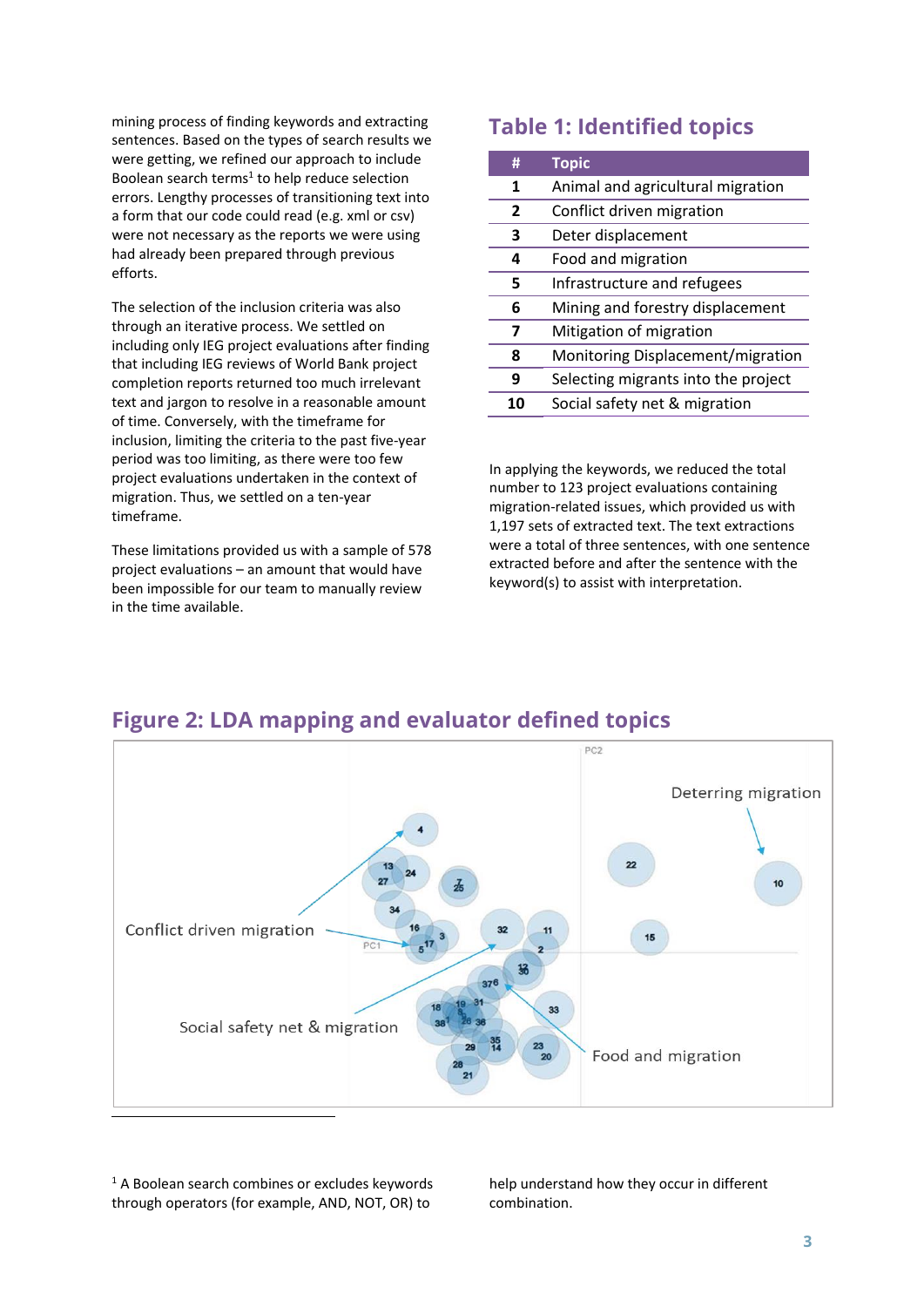mining process of finding keywords and extracting sentences. Based on the types of search results we were getting, we refined our approach to include Boolean search terms[1] to help reduce selection errors. Lengthy processes of transitioning text into a form that our code could read (e.g. xml or csv) were not necessary as the reports we were using had already been prepared through previous efforts.

The selection of the inclusion criteria was also through an iterative process. We settled on including only IEG project evaluations after finding that including IEG reviews of World Bank project completion reports returned too much irrelevant text and jargon to resolve in a reasonable amount of time. Conversely, with the timeframe for inclusion, limiting the criteria to the past five-year period was too limiting, as there were too few project evaluations undertaken in the context of migration. Thus, we settled on a ten-year timeframe.

These limitations provided us with a sample of 578 project evaluations – an amount that would have been impossible for our team to manually review in the time available.

## Table 1: Identified topics

| # | Topic |
|---|---|
| 1 | Animal and agricultural migration |
| 2 | Conflict driven migration |
| 3 | Deter displacement |
| 4 | Food and migration |
| 5 | Infrastructure and refugees |
| 6 | Mining and forestry displacement |
| 7 | Mitigation of migration |
| 8 | Monitoring Displacement/migration |
| 9 | Selecting migrants into the project |
| 10 | Social safety net & migration |

In applying the keywords, we reduced the total number to 123 project evaluations containing migration-related issues, which provided us with 1,197 sets of extracted text. The text extractions were a total of three sentences, with one sentence extracted before and after the sentence with the keyword(s) to assist with interpretation.

## Figure 2: LDA mapping and evaluator defined topics

PC2

Deterring migration

Conflict driven migration

PC1

Social safety net & migration

Food and migration

4, 13, 24, 27, 7, 25, 34, 16, 3, 5, 17, 32, 11, 2, 12, 30, 37, 6, 18, 19, 31, 38, 1, 28, 36, 33, 29, 35, 14, 23, 20, 28, 21, 22, 10, 15

---

[1] A Boolean search combines or excludes keywords through operators (for example, AND, NOT, OR) to help understand how they occur in different combination.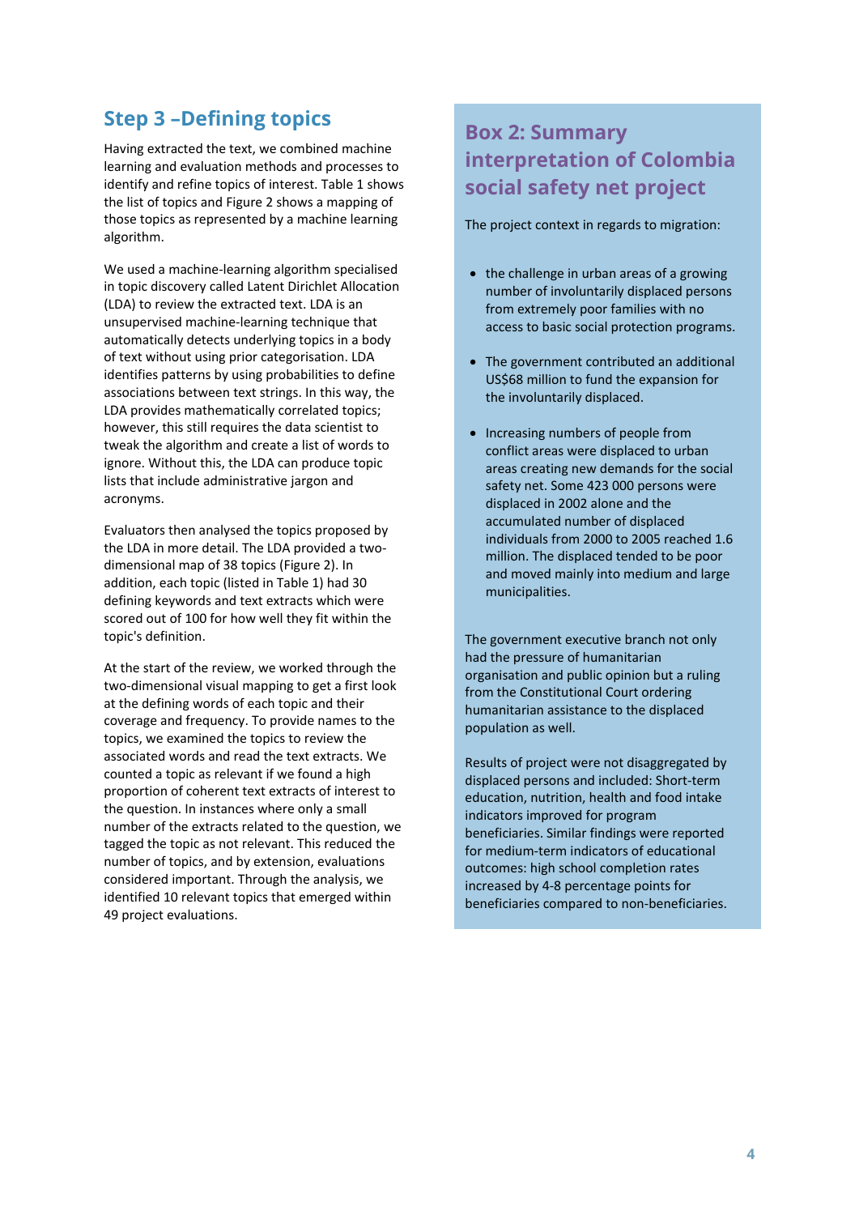## Step 3 –Defining topics

Having extracted the text, we combined machine learning and evaluation methods and processes to identify and refine topics of interest. Table 1 shows the list of topics and Figure 2 shows a mapping of those topics as represented by a machine learning algorithm.

We used a machine-learning algorithm specialised in topic discovery called Latent Dirichlet Allocation (LDA) to review the extracted text. LDA is an unsupervised machine-learning technique that automatically detects underlying topics in a body of text without using prior categorisation. LDA identifies patterns by using probabilities to define associations between text strings. In this way, the LDA provides mathematically correlated topics; however, this still requires the data scientist to tweak the algorithm and create a list of words to ignore. Without this, the LDA can produce topic lists that include administrative jargon and acronyms.

Evaluators then analysed the topics proposed by the LDA in more detail. The LDA provided a two-dimensional map of 38 topics (Figure 2). In addition, each topic (listed in Table 1) had 30 defining keywords and text extracts which were scored out of 100 for how well they fit within the topic's definition.

At the start of the review, we worked through the two-dimensional visual mapping to get a first look at the defining words of each topic and their coverage and frequency. To provide names to the topics, we examined the topics to review the associated words and read the text extracts. We counted a topic as relevant if we found a high proportion of coherent text extracts of interest to the question. In instances where only a small number of the extracts related to the question, we tagged the topic as not relevant. This reduced the number of topics, and by extension, evaluations considered important. Through the analysis, we identified 10 relevant topics that emerged within 49 project evaluations.

## Box 2: Summary interpretation of Colombia social safety net project

The project context in regards to migration:

- the challenge in urban areas of a growing number of involuntarily displaced persons from extremely poor families with no access to basic social protection programs.
- The government contributed an additional US$68 million to fund the expansion for the involuntarily displaced.
- Increasing numbers of people from conflict areas were displaced to urban areas creating new demands for the social safety net. Some 423 000 persons were displaced in 2002 alone and the accumulated number of displaced individuals from 2000 to 2005 reached 1.6 million. The displaced tended to be poor and moved mainly into medium and large municipalities.

The government executive branch not only had the pressure of humanitarian organisation and public opinion but a ruling from the Constitutional Court ordering humanitarian assistance to the displaced population as well.

Results of project were not disaggregated by displaced persons and included: Short-term education, nutrition, health and food intake indicators improved for program beneficiaries. Similar findings were reported for medium-term indicators of educational outcomes: high school completion rates increased by 4-8 percentage points for beneficiaries compared to non-beneficiaries.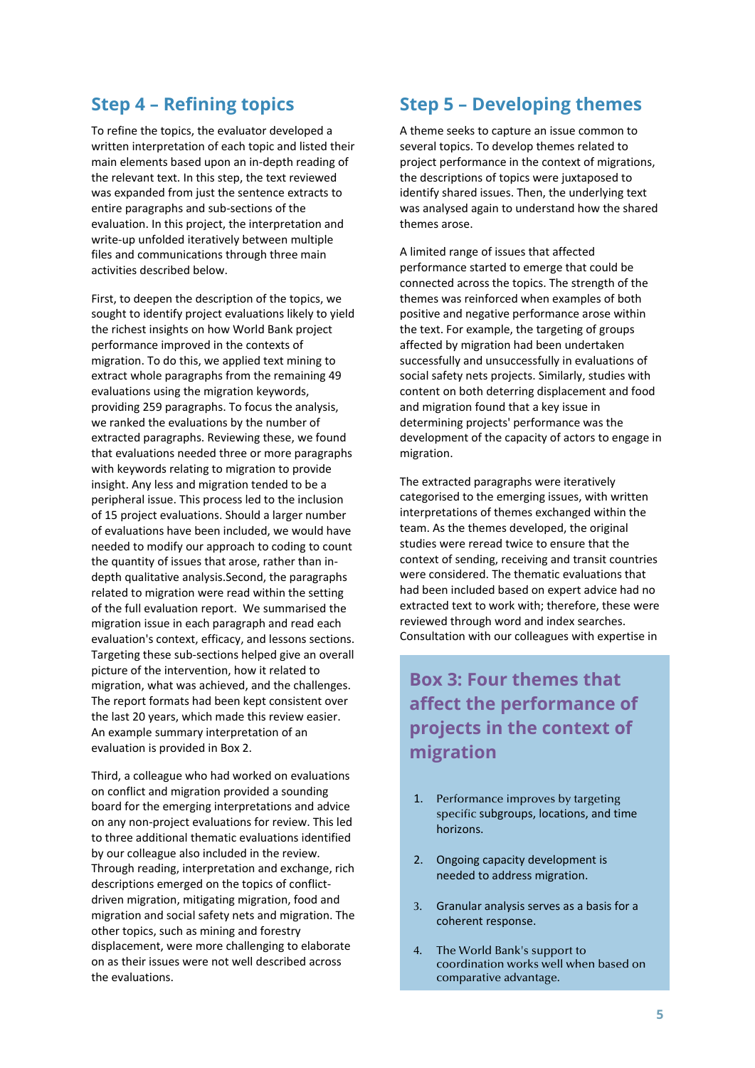## Step 4 – Refining topics

To refine the topics, the evaluator developed a written interpretation of each topic and listed their main elements based upon an in-depth reading of the relevant text. In this step, the text reviewed was expanded from just the sentence extracts to entire paragraphs and sub-sections of the evaluation. In this project, the interpretation and write-up unfolded iteratively between multiple files and communications through three main activities described below.

First, to deepen the description of the topics, we sought to identify project evaluations likely to yield the richest insights on how World Bank project performance improved in the contexts of migration. To do this, we applied text mining to extract whole paragraphs from the remaining 49 evaluations using the migration keywords, providing 259 paragraphs. To focus the analysis, we ranked the evaluations by the number of extracted paragraphs. Reviewing these, we found that evaluations needed three or more paragraphs with keywords relating to migration to provide insight. Any less and migration tended to be a peripheral issue. This process led to the inclusion of 15 project evaluations. Should a larger number of evaluations have been included, we would have needed to modify our approach to coding to count the quantity of issues that arose, rather than in-depth qualitative analysis.Second, the paragraphs related to migration were read within the setting of the full evaluation report. We summarised the migration issue in each paragraph and read each evaluation's context, efficacy, and lessons sections. Targeting these sub-sections helped give an overall picture of the intervention, how it related to migration, what was achieved, and the challenges. The report formats had been kept consistent over the last 20 years, which made this review easier. An example summary interpretation of an evaluation is provided in Box 2.

Third, a colleague who had worked on evaluations on conflict and migration provided a sounding board for the emerging interpretations and advice on any non-project evaluations for review. This led to three additional thematic evaluations identified by our colleague also included in the review. Through reading, interpretation and exchange, rich descriptions emerged on the topics of conflict-driven migration, mitigating migration, food and migration and social safety nets and migration. The other topics, such as mining and forestry displacement, were more challenging to elaborate on as their issues were not well described across the evaluations.

## Step 5 – Developing themes

A theme seeks to capture an issue common to several topics. To develop themes related to project performance in the context of migrations, the descriptions of topics were juxtaposed to identify shared issues. Then, the underlying text was analysed again to understand how the shared themes arose.

A limited range of issues that affected performance started to emerge that could be connected across the topics. The strength of the themes was reinforced when examples of both positive and negative performance arose within the text. For example, the targeting of groups affected by migration had been undertaken successfully and unsuccessfully in evaluations of social safety nets projects. Similarly, studies with content on both deterring displacement and food and migration found that a key issue in determining projects' performance was the development of the capacity of actors to engage in migration.

The extracted paragraphs were iteratively categorised to the emerging issues, with written interpretations of themes exchanged within the team. As the themes developed, the original studies were reread twice to ensure that the context of sending, receiving and transit countries were considered. The thematic evaluations that had been included based on expert advice had no extracted text to work with; therefore, these were reviewed through word and index searches. Consultation with our colleagues with expertise in

### Box 3: Four themes that affect the performance of projects in the context of migration

1. Performance improves by targeting specific subgroups, locations, and time horizons.
2. Ongoing capacity development is needed to address migration.
3. Granular analysis serves as a basis for a coherent response.
4. The World Bank's support to coordination works well when based on comparative advantage.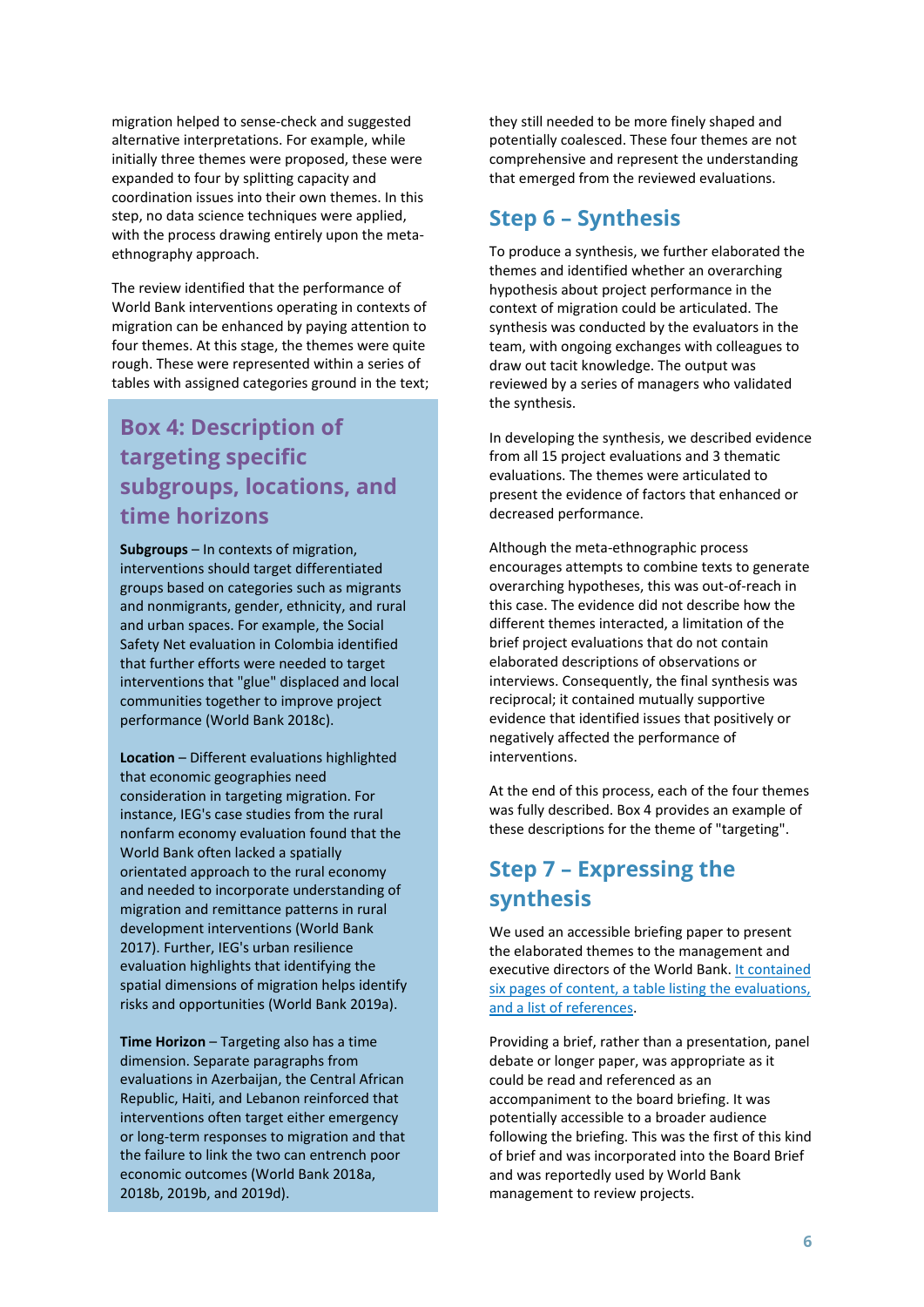migration helped to sense-check and suggested alternative interpretations. For example, while initially three themes were proposed, these were expanded to four by splitting capacity and coordination issues into their own themes. In this step, no data science techniques were applied, with the process drawing entirely upon the meta-ethnography approach.

The review identified that the performance of World Bank interventions operating in contexts of migration can be enhanced by paying attention to four themes. At this stage, the themes were quite rough. These were represented within a series of tables with assigned categories ground in the text; they still needed to be more finely shaped and potentially coalesced. These four themes are not comprehensive and represent the understanding that emerged from the reviewed evaluations.

## Step 6 – Synthesis

To produce a synthesis, we further elaborated the themes and identified whether an overarching hypothesis about project performance in the context of migration could be articulated. The synthesis was conducted by the evaluators in the team, with ongoing exchanges with colleagues to draw out tacit knowledge. The output was reviewed by a series of managers who validated the synthesis.

In developing the synthesis, we described evidence from all 15 project evaluations and 3 thematic evaluations. The themes were articulated to present the evidence of factors that enhanced or decreased performance.

Although the meta-ethnographic process encourages attempts to combine texts to generate overarching hypotheses, this was out-of-reach in this case. The evidence did not describe how the different themes interacted, a limitation of the brief project evaluations that do not contain elaborated descriptions of observations or interviews. Consequently, the final synthesis was reciprocal; it contained mutually supportive evidence that identified issues that positively or negatively affected the performance of interventions.

At the end of this process, each of the four themes was fully described. Box 4 provides an example of these descriptions for the theme of "targeting".

### Box 4: Description of targeting specific subgroups, locations, and time horizons

**Subgroups** – In contexts of migration, interventions should target differentiated groups based on categories such as migrants and nonmigrants, gender, ethnicity, and rural and urban spaces. For example, the Social Safety Net evaluation in Colombia identified that further efforts were needed to target interventions that "glue" displaced and local communities together to improve project performance (World Bank 2018c).

**Location** – Different evaluations highlighted that economic geographies need consideration in targeting migration. For instance, IEG's case studies from the rural nonfarm economy evaluation found that the World Bank often lacked a spatially orientated approach to the rural economy and needed to incorporate understanding of migration and remittance patterns in rural development interventions (World Bank 2017). Further, IEG's urban resilience evaluation highlights that identifying the spatial dimensions of migration helps identify risks and opportunities (World Bank 2019a).

**Time Horizon** – Targeting also has a time dimension. Separate paragraphs from evaluations in Azerbaijan, the Central African Republic, Haiti, and Lebanon reinforced that interventions often target either emergency or long-term responses to migration and that the failure to link the two can entrench poor economic outcomes (World Bank 2018a, 2018b, 2019b, and 2019d).

## Step 7 – Expressing the synthesis

We used an accessible briefing paper to present the elaborated themes to the management and executive directors of the World Bank. It contained six pages of content, a table listing the evaluations, and a list of references.

Providing a brief, rather than a presentation, panel debate or longer paper, was appropriate as it could be read and referenced as an accompaniment to the board briefing. It was potentially accessible to a broader audience following the briefing. This was the first of this kind of brief and was incorporated into the Board Brief and was reportedly used by World Bank management to review projects.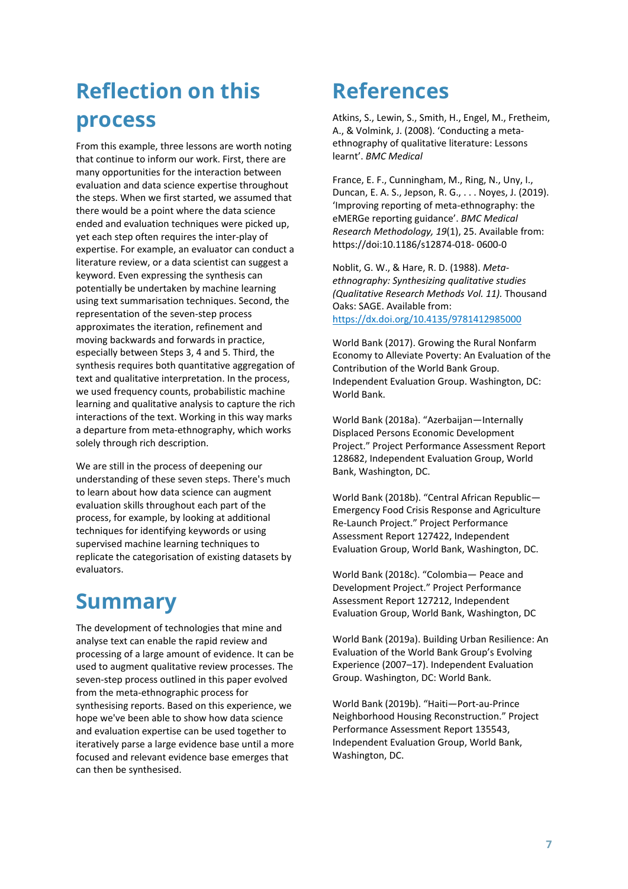## Reflection on this process

From this example, three lessons are worth noting that continue to inform our work. First, there are many opportunities for the interaction between evaluation and data science expertise throughout the steps. When we first started, we assumed that there would be a point where the data science ended and evaluation techniques were picked up, yet each step often requires the inter-play of expertise. For example, an evaluator can conduct a literature review, or a data scientist can suggest a keyword. Even expressing the synthesis can potentially be undertaken by machine learning using text summarisation techniques. Second, the representation of the seven-step process approximates the iteration, refinement and moving backwards and forwards in practice, especially between Steps 3, 4 and 5. Third, the synthesis requires both quantitative aggregation of text and qualitative interpretation. In the process, we used frequency counts, probabilistic machine learning and qualitative analysis to capture the rich interactions of the text. Working in this way marks a departure from meta-ethnography, which works solely through rich description.

We are still in the process of deepening our understanding of these seven steps. There's much to learn about how data science can augment evaluation skills throughout each part of the process, for example, by looking at additional techniques for identifying keywords or using supervised machine learning techniques to replicate the categorisation of existing datasets by evaluators.

## Summary

The development of technologies that mine and analyse text can enable the rapid review and processing of a large amount of evidence. It can be used to augment qualitative review processes. The seven-step process outlined in this paper evolved from the meta-ethnographic process for synthesising reports. Based on this experience, we hope we've been able to show how data science and evaluation expertise can be used together to iteratively parse a large evidence base until a more focused and relevant evidence base emerges that can then be synthesised.

## References

Atkins, S., Lewin, S., Smith, H., Engel, M., Fretheim, A., & Volmink, J. (2008). 'Conducting a meta-ethnography of qualitative literature: Lessons learnt'. *BMC Medical*

France, E. F., Cunningham, M., Ring, N., Uny, I., Duncan, E. A. S., Jepson, R. G., . . . Noyes, J. (2019). 'Improving reporting of meta-ethnography: the eMERGe reporting guidance'. *BMC Medical Research Methodology, 19*(1), 25. Available from: https://doi:10.1186/s12874-018- 0600-0

Noblit, G. W., & Hare, R. D. (1988). *Meta-ethnography: Synthesizing qualitative studies (Qualitative Research Methods Vol. 11).* Thousand Oaks: SAGE. Available from: https://dx.doi.org/10.4135/9781412985000

World Bank (2017). Growing the Rural Nonfarm Economy to Alleviate Poverty: An Evaluation of the Contribution of the World Bank Group. Independent Evaluation Group. Washington, DC: World Bank.

World Bank (2018a). "Azerbaijan—Internally Displaced Persons Economic Development Project." Project Performance Assessment Report 128682, Independent Evaluation Group, World Bank, Washington, DC.

World Bank (2018b). "Central African Republic—Emergency Food Crisis Response and Agriculture Re-Launch Project." Project Performance Assessment Report 127422, Independent Evaluation Group, World Bank, Washington, DC.

World Bank (2018c). "Colombia— Peace and Development Project." Project Performance Assessment Report 127212, Independent Evaluation Group, World Bank, Washington, DC

World Bank (2019a). Building Urban Resilience: An Evaluation of the World Bank Group's Evolving Experience (2007–17). Independent Evaluation Group. Washington, DC: World Bank.

World Bank (2019b). "Haiti—Port-au-Prince Neighborhood Housing Reconstruction." Project Performance Assessment Report 135543, Independent Evaluation Group, World Bank, Washington, DC.